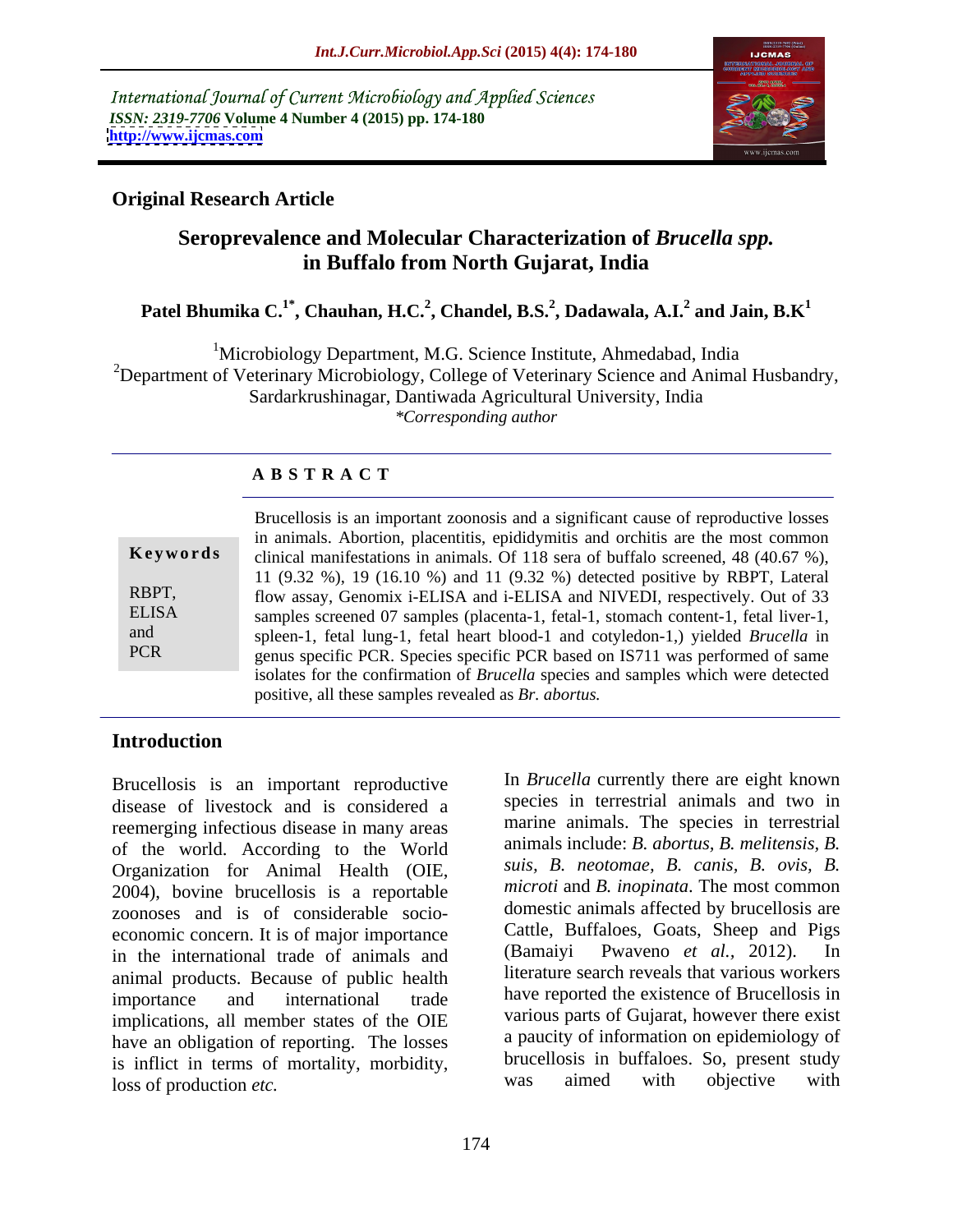International Journal of Current Microbiology and Applied Sciences
*ISSN: 2319-7706* **Volume 4 Number 4 (2015) pp. 174-180**
**http://www.ijcmas.com**

**Original Research Article**

# Seroprevalence and Molecular Characterization of *Brucella spp.* in Buffalo from North Gujarat, India

**Patel Bhumika C.[1*], Chauhan, H.C.[2], Chandel, B.S.[2], Dadawala, A.I.[2] and Jain, B.K[1]**

[1]Microbiology Department, M.G. Science Institute, Ahmedabad, India
[2]Department of Veterinary Microbiology, College of Veterinary Science and Animal Husbandry, Sardarkrushinagar, Dantiwada Agricultural University, India
*\*Corresponding author*

## A B S T R A C T

**Keywords**

RBPT, ELISA and PCR

Brucellosis is an important zoonosis and a significant cause of reproductive losses in animals. Abortion, placentitis, epididymitis and orchitis are the most common clinical manifestations in animals. Of 118 sera of buffalo screened, 48 (40.67 %), 11 (9.32 %), 19 (16.10 %) and 11 (9.32 %) detected positive by RBPT, Lateral flow assay, Genomix i-ELISA and i-ELISA and NIVEDI, respectively. Out of 33 samples screened 07 samples (placenta-1, fetal-1, stomach content-1, fetal liver-1, spleen-1, fetal lung-1, fetal heart blood-1 and cotyledon-1,) yielded *Brucella* in genus specific PCR. Species specific PCR based on IS711 was performed of same isolates for the confirmation of *Brucella* species and samples which were detected positive, all these samples revealed as *Br. abortus.*

## Introduction

Brucellosis is an important reproductive disease of livestock and is considered a reemerging infectious disease in many areas of the world. According to the World Organization for Animal Health (OIE, 2004), bovine brucellosis is a reportable zoonoses and is of considerable socio-economic concern. It is of major importance in the international trade of animals and animal products. Because of public health importance and international trade implications, all member states of the OIE have an obligation of reporting. The losses is inflict in terms of mortality, morbidity, loss of production *etc.*

In *Brucella* currently there are eight known species in terrestrial animals and two in marine animals. The species in terrestrial animals include: *B. abortus*, *B. melitensis*, *B. suis*, *B. neotomae*, *B. canis*, *B. ovis*, *B. microti* and *B. inopinata*. The most common domestic animals affected by brucellosis are Cattle, Buffaloes, Goats, Sheep and Pigs (Bamaiyi Pwaveno *et al.*, 2012). In literature search reveals that various workers have reported the existence of Brucellosis in various parts of Gujarat, however there exist a paucity of information on epidemiology of brucellosis in buffaloes. So, present study was aimed with objective with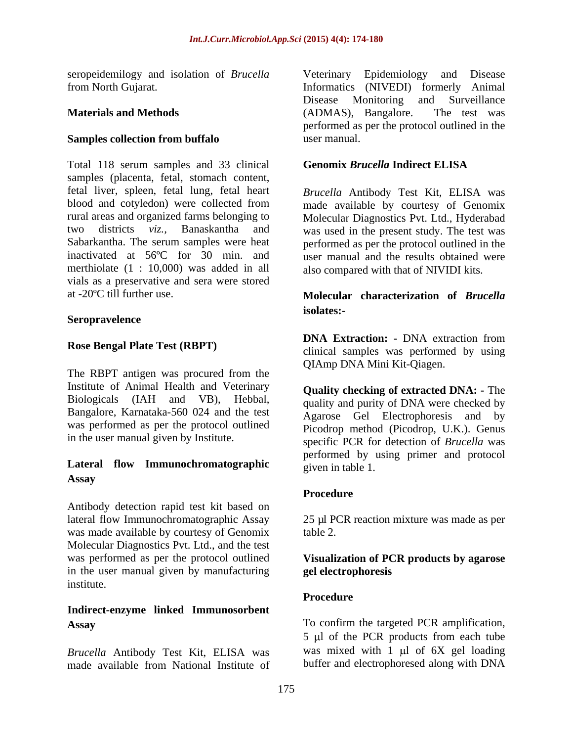seropeidemilogy and isolation of *Brucella* from North Gujarat.

## Materials and Methods

### Samples collection from buffalo

Total 118 serum samples and 33 clinical samples (placenta, fetal, stomach content, fetal liver, spleen, fetal lung, fetal heart blood and cotyledon) were collected from rural areas and organized farms belonging to two districts *viz.,* Banaskantha and Sabarkantha. The serum samples were heat inactivated at 56ºC for 30 min. and merthiolate (1 : 10,000) was added in all vials as a preservative and sera were stored at -20ºC till further use.

### Seropravelence

### Rose Bengal Plate Test (RBPT)

The RBPT antigen was procured from the Institute of Animal Health and Veterinary Biologicals (IAH and VB), Hebbal, Bangalore, Karnataka-560 024 and the test was performed as per the protocol outlined in the user manual given by Institute.

### Lateral flow Immunochromatographic Assay

Antibody detection rapid test kit based on lateral flow Immunochromatographic Assay was made available by courtesy of Genomix Molecular Diagnostics Pvt. Ltd., and the test was performed as per the protocol outlined in the user manual given by manufacturing institute.

### Indirect-enzyme linked Immunosorbent Assay

*Brucella* Antibody Test Kit, ELISA was made available from National Institute of Veterinary Epidemiology and Disease Informatics (NIVEDI) formerly Animal Disease Monitoring and Surveillance (ADMAS), Bangalore. The test was performed as per the protocol outlined in the user manual.

### Genomix *Brucella* Indirect ELISA

*Brucella* Antibody Test Kit, ELISA was made available by courtesy of Genomix Molecular Diagnostics Pvt. Ltd., Hyderabad was used in the present study. The test was performed as per the protocol outlined in the user manual and the results obtained were also compared with that of NIVIDI kits.

### Molecular characterization of *Brucella* isolates:-

**DNA Extraction: -** DNA extraction from clinical samples was performed by using QIAmp DNA Mini Kit-Qiagen.

**Quality checking of extracted DNA: -** The quality and purity of DNA were checked by Agarose Gel Electrophoresis and by Picodrop method (Picodrop, U.K.). Genus specific PCR for detection of *Brucella* was performed by using primer and protocol given in table 1.

### Procedure

25 µl PCR reaction mixture was made as per table 2.

### Visualization of PCR products by agarose gel electrophoresis

### Procedure

To confirm the targeted PCR amplification, 5 µl of the PCR products from each tube was mixed with 1 µl of 6X gel loading buffer and electrophoresed along with DNA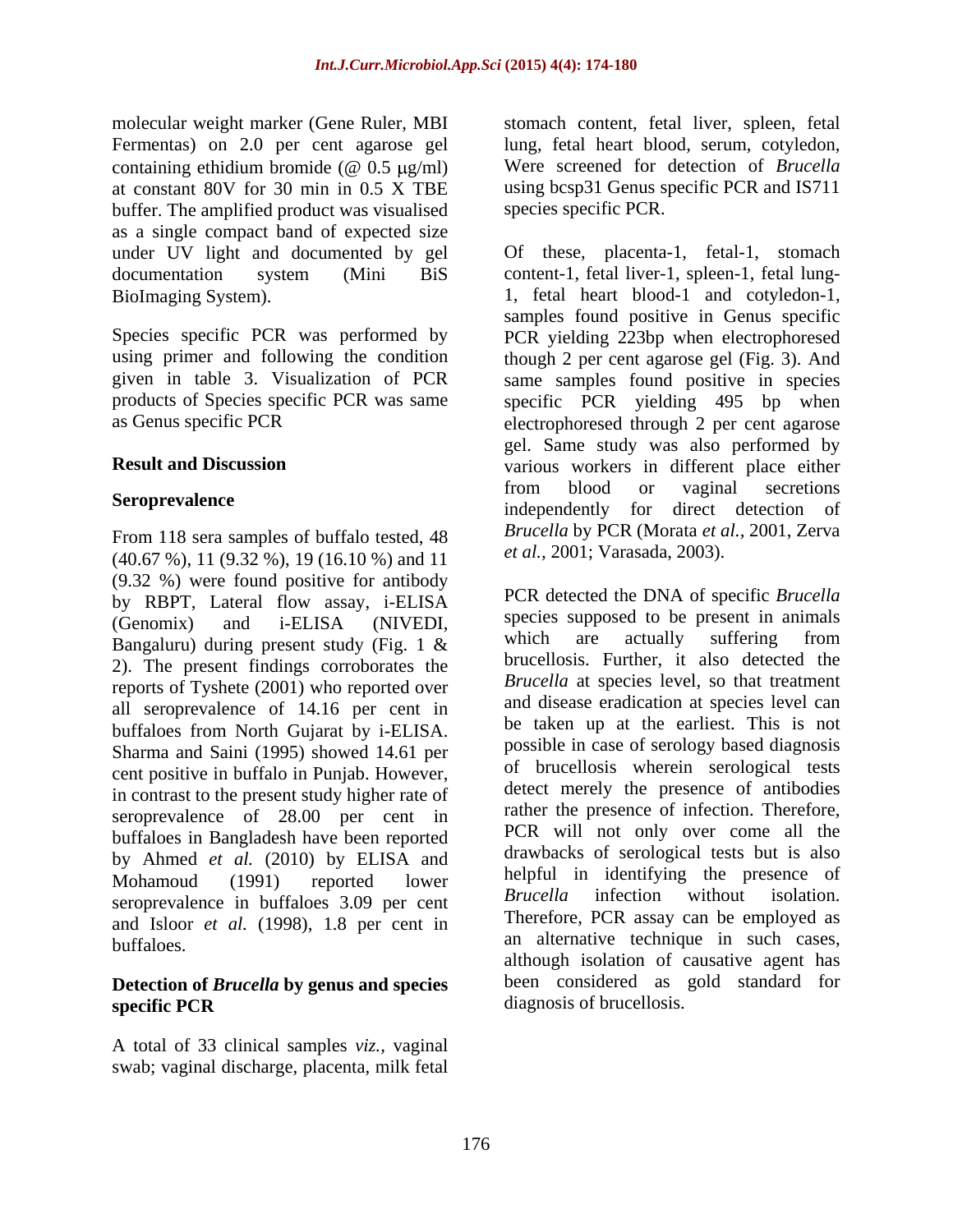molecular weight marker (Gene Ruler, MBI Fermentas) on 2.0 per cent agarose gel containing ethidium bromide (@ 0.5 μg/ml) at constant 80V for 30 min in 0.5 X TBE buffer. The amplified product was visualised as a single compact band of expected size under UV light and documented by gel documentation system (Mini BiS BioImaging System).

Species specific PCR was performed by using primer and following the condition given in table 3. Visualization of PCR products of Species specific PCR was same as Genus specific PCR

## Result and Discussion

### Seroprevalence

From 118 sera samples of buffalo tested, 48 (40.67 %), 11 (9.32 %), 19 (16.10 %) and 11 (9.32 %) were found positive for antibody by RBPT, Lateral flow assay, i-ELISA (Genomix) and i-ELISA (NIVEDI, Bangaluru) during present study (Fig. 1 & 2). The present findings corroborates the reports of Tyshete (2001) who reported over all seroprevalence of 14.16 per cent in buffaloes from North Gujarat by i-ELISA. Sharma and Saini (1995) showed 14.61 per cent positive in buffalo in Punjab. However, in contrast to the present study higher rate of seroprevalence of 28.00 per cent in buffaloes in Bangladesh have been reported by Ahmed *et al.* (2010) by ELISA and Mohamoud (1991) reported lower seroprevalence in buffaloes 3.09 per cent and Isloor *et al.* (1998), 1.8 per cent in buffaloes.

### Detection of *Brucella* by genus and species specific PCR

A total of 33 clinical samples *viz.*, vaginal swab; vaginal discharge, placenta, milk fetal stomach content, fetal liver, spleen, fetal lung, fetal heart blood, serum, cotyledon, Were screened for detection of *Brucella* using bcsp31 Genus specific PCR and IS711 species specific PCR.

Of these, placenta-1, fetal-1, stomach content-1, fetal liver-1, spleen-1, fetal lung-1, fetal heart blood-1 and cotyledon-1, samples found positive in Genus specific PCR yielding 223bp when electrophoresed though 2 per cent agarose gel (Fig. 3). And same samples found positive in species specific PCR yielding 495 bp when electrophoresed through 2 per cent agarose gel. Same study was also performed by various workers in different place either from blood or vaginal secretions independently for direct detection of *Brucella* by PCR (Morata *et al.*, 2001, Zerva *et al.*, 2001; Varasada, 2003).

PCR detected the DNA of specific *Brucella* species supposed to be present in animals which are actually suffering from brucellosis. Further, it also detected the *Brucella* at species level, so that treatment and disease eradication at species level can be taken up at the earliest. This is not possible in case of serology based diagnosis of brucellosis wherein serological tests detect merely the presence of antibodies rather the presence of infection. Therefore, PCR will not only over come all the drawbacks of serological tests but is also helpful in identifying the presence of *Brucella* infection without isolation. Therefore, PCR assay can be employed as an alternative technique in such cases, although isolation of causative agent has been considered as gold standard for diagnosis of brucellosis.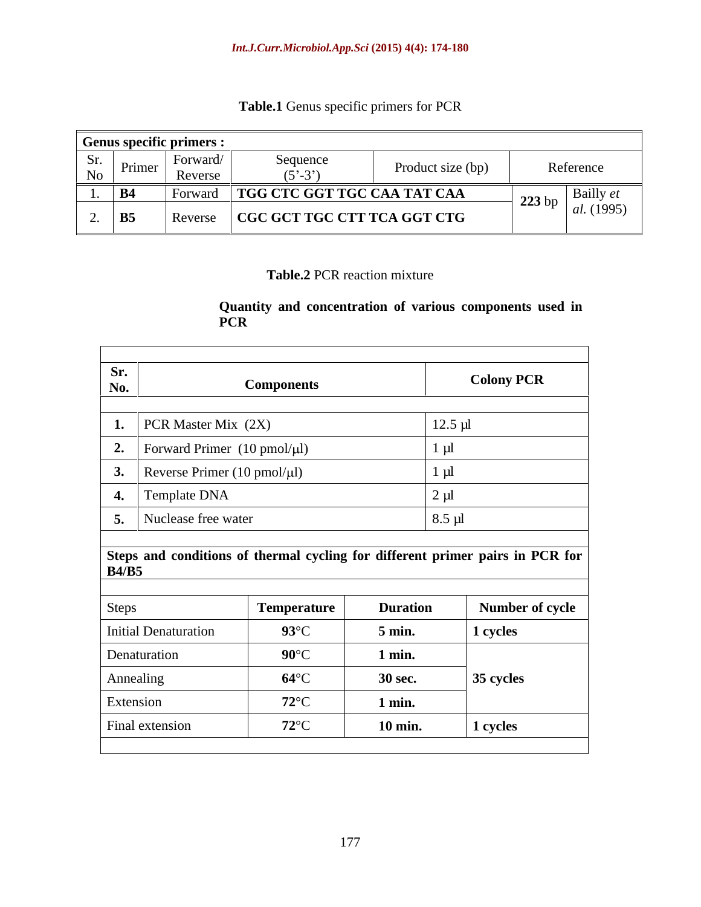**Table.1** Genus specific primers for PCR

| **Genus specific primers :** | | | | | |
|---|---|---|---|---|---|
| Sr. No | Primer | Forward/ Reverse | Sequence (5'-3') | Product size (bp) | Reference |
| 1. | **B4** | Forward | **TGG CTC GGT TGC CAA TAT CAA** | **223** bp | Bailly *et al.* (1995) |
| 2. | **B5** | Reverse | **CGC GCT TGC CTT TCA GGT CTG** | | |

**Table.2** PCR reaction mixture

**Quantity and concentration of various components used in PCR**

| **Sr. No.** | **Components** | **Colony PCR** |
|---|---|---|
| **1.** | PCR Master Mix (2X) | 12.5 µl |
| **2.** | Forward Primer (10 pmol/µl) | 1 µl |
| **3.** | Reverse Primer (10 pmol/µl) | 1 µl |
| **4.** | Template DNA | 2 µl |
| **5.** | Nuclease free water | 8.5 µl |

**Steps and conditions of thermal cycling for different primer pairs in PCR for B4/B5**

| Steps | **Temperature** | **Duration** | **Number of cycle** |
|---|---|---|---|
| Initial Denaturation | **93°C** | **5 min.** | **1 cycles** |
| Denaturation | **90°C** | **1 min.** | **35 cycles** |
| Annealing | **64°C** | **30 sec.** | |
| Extension | **72°C** | **1 min.** | |
| Final extension | **72°C** | **10 min.** | **1 cycles** |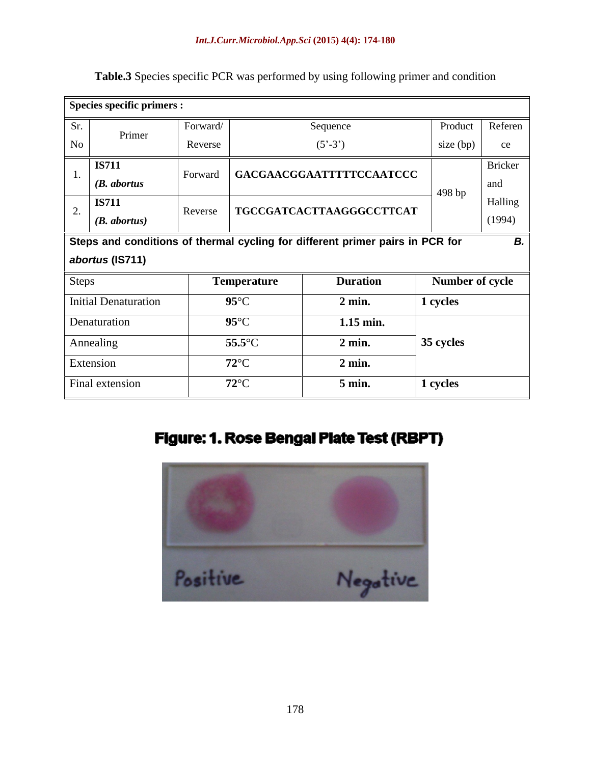**Table.3** Species specific PCR was performed by using following primer and condition

| **Species specific primers :** | | | | | |
|---|---|---|---|---|---|
| Sr. No | Primer | Forward/ Reverse | Sequence (5'-3') | Product size (bp) | Reference |
| 1. | **IS711** *(B. abortus* | Forward | **GACGAACGGAATTTTTCCAATCCC** | 498 bp | Bricker and Halling (1994) |
| 2. | **IS711** *(B. abortus)* | Reverse | **TGCCGATCACTTAAGGGCCTTCAT** | | |

**Steps and conditions of thermal cycling for different primer pairs in PCR for *B. abortus* (IS711)**

| Steps | Temperature | Duration | Number of cycle |
|---|---|---|---|
| Initial Denaturation | **95°C** | **2 min.** | **1 cycles** |
| Denaturation | **95°C** | **1.15 min.** | **35 cycles** |
| Annealing | **55.5°C** | **2 min.** | |
| Extension | **72°C** | **2 min.** | |
| Final extension | **72°C** | **5 min.** | **1 cycles** |

**Figure: 1. Rose Bengal Plate Test (RBPT)**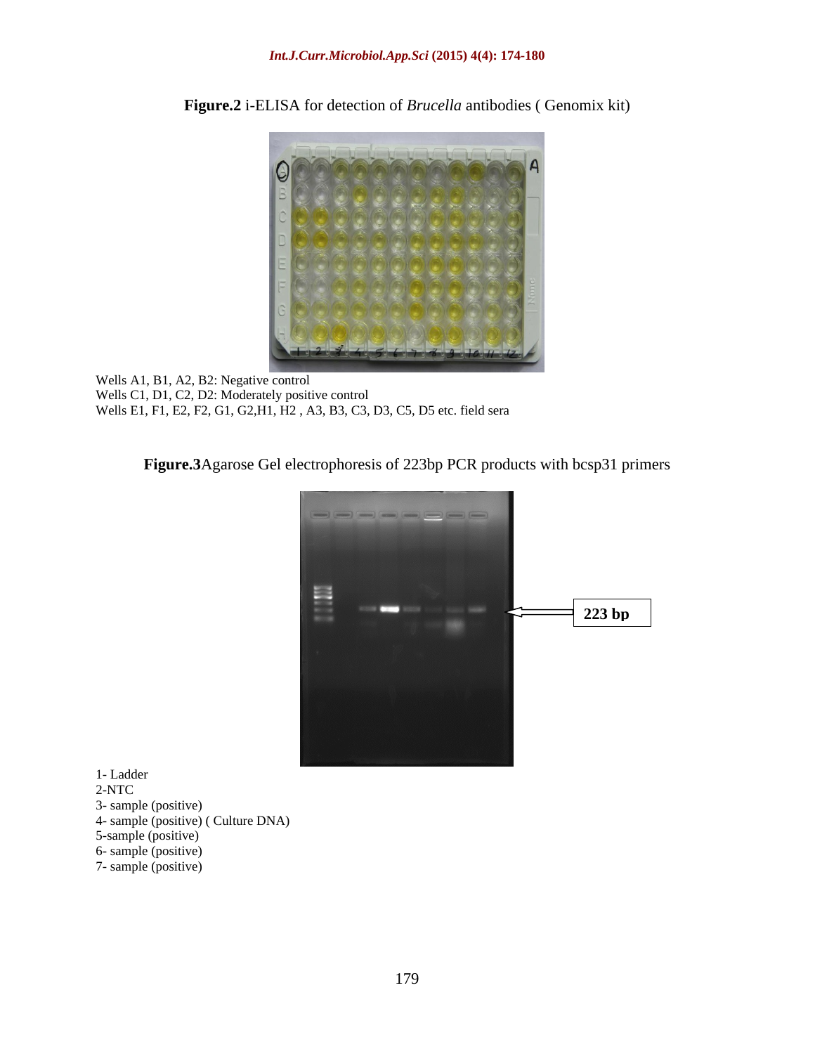**Figure.2** i-ELISA for detection of *Brucella* antibodies ( Genomix kit)

Wells A1, B1, A2, B2: Negative control
Wells C1, D1, C2, D2: Moderately positive control
Wells E1, F1, E2, F2, G1, G2,H1, H2 , A3, B3, C3, D3, C5, D5 etc. field sera

**Figure.3**Agarose Gel electrophoresis of 223bp PCR products with bcsp31 primers

1- Ladder
2-NTC
3- sample (positive)
4- sample (positive) ( Culture DNA)
5-sample (positive)
6- sample (positive)
7- sample (positive)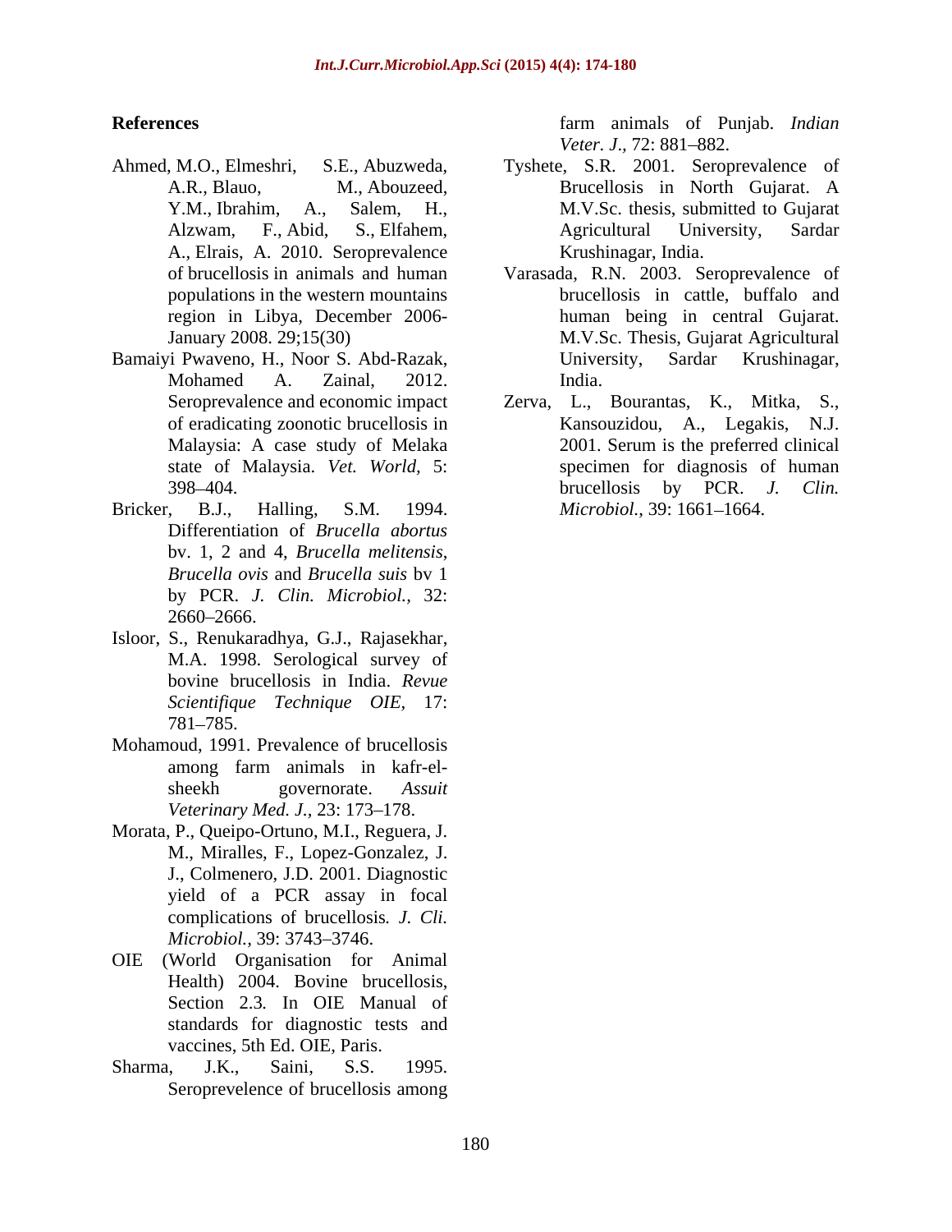**References**

Ahmed, M.O., Elmeshri, S.E., Abuzweda, A.R., Blauo, M., Abouzeed, Y.M., Ibrahim, A., Salem, H., Alzwam, F., Abid, S., Elfahem, A., Elrais, A. 2010. Seroprevalence of brucellosis in animals and human populations in the western mountains region in Libya, December 2006-January 2008. 29;15(30)

Bamaiyi Pwaveno, H., Noor S. Abd-Razak, Mohamed A. Zainal, 2012. Seroprevalence and economic impact of eradicating zoonotic brucellosis in Malaysia: A case study of Melaka state of Malaysia. *Vet. World,* 5: 398–404.

Bricker, B.J., Halling, S.M. 1994. Differentiation of *Brucella abortus* bv. 1, 2 and 4, *Brucella melitensis*, *Brucella ovis* and *Brucella suis* bv 1 by PCR. *J. Clin. Microbiol.,* 32: 2660–2666.

Isloor, S., Renukaradhya, G.J., Rajasekhar, M.A. 1998. Serological survey of bovine brucellosis in India. *Revue Scientifique Technique OIE,* 17: 781–785.

Mohamoud, 1991. Prevalence of brucellosis among farm animals in kafr-el-sheekh governorate. *Assuit Veterinary Med. J.,* 23: 173–178.

Morata, P., Queipo-Ortuno, M.I., Reguera, J. M., Miralles, F., Lopez-Gonzalez, J. J., Colmenero, J.D. 2001. Diagnostic yield of a PCR assay in focal complications of brucellosis. *J. Cli. Microbiol.,* 39: 3743–3746.

OIE (World Organisation for Animal Health) 2004. Bovine brucellosis, Section 2.3. In OIE Manual of standards for diagnostic tests and vaccines, 5th Ed. OIE, Paris.

Sharma, J.K., Saini, S.S. 1995. Seroprevelence of brucellosis among farm animals of Punjab. *Indian Veter. J.,* 72: 881–882.

Tyshete, S.R. 2001. Seroprevalence of Brucellosis in North Gujarat. A M.V.Sc. thesis, submitted to Gujarat Agricultural University, Sardar Krushinagar, India.

Varasada, R.N. 2003. Seroprevalence of brucellosis in cattle, buffalo and human being in central Gujarat. M.V.Sc. Thesis, Gujarat Agricultural University, Sardar Krushinagar, India.

Zerva, L., Bourantas, K., Mitka, S., Kansouzidou, A., Legakis, N.J. 2001. Serum is the preferred clinical specimen for diagnosis of human brucellosis by PCR. *J. Clin. Microbiol.,* 39: 1661–1664.